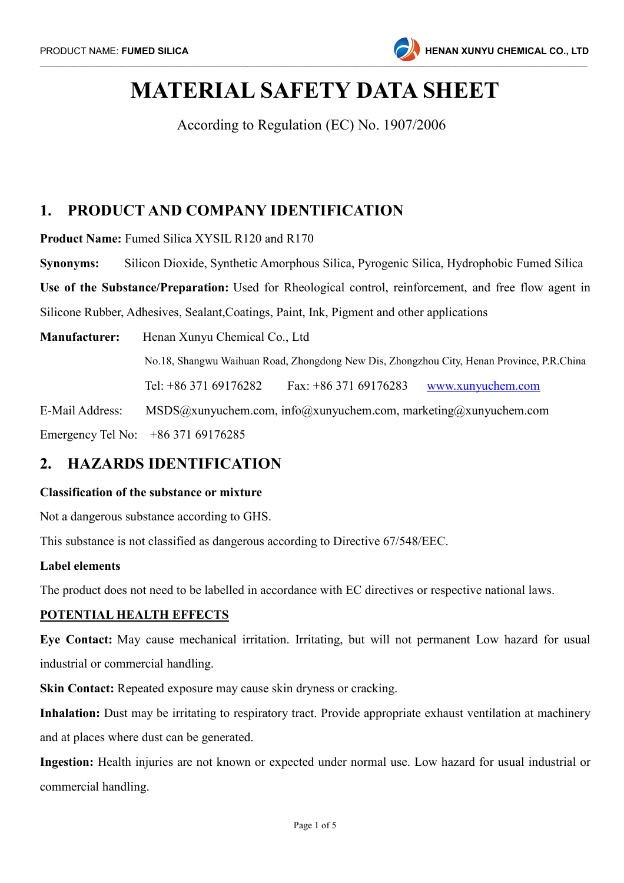# MATERIAL SAFETY DATA SHEET

According to Regulation (EC) No. 1907/2006

## 1. PRODUCT AND COMPANY IDENTIFICATION

**Product Name:** Fumed Silica XYSIL R120 and R170

**Synonyms:** Silicon Dioxide, Synthetic Amorphous Silica, Pyrogenic Silica, Hydrophobic Fumed Silica

**Use of the Substance/Preparation:** Used for Rheological control, reinforcement, and free flow agent in Silicone Rubber, Adhesives, Sealant,Coatings, Paint, Ink, Pigment and other applications

**Manufacturer:** Henan Xunyu Chemical Co., Ltd

No.18, Shangwu Waihuan Road, Zhongdong New Dis, Zhongzhou City, Henan Province, P.R.China

Tel: +86 371 69176282 Fax: +86 371 69176283 www.xunyuchem.com

E-Mail Address: MSDS@xunyuchem.com, info@xunyuchem.com, marketing@xunyuchem.com

Emergency Tel No: +86 371 69176285

## 2. HAZARDS IDENTIFICATION

**Classification of the substance or mixture**

Not a dangerous substance according to GHS.

This substance is not classified as dangerous according to Directive 67/548/EEC.

**Label elements**

The product does not need to be labelled in accordance with EC directives or respective national laws.

**POTENTIAL HEALTH EFFECTS**

**Eye Contact:** May cause mechanical irritation. Irritating, but will not permanent Low hazard for usual industrial or commercial handling.

**Skin Contact:** Repeated exposure may cause skin dryness or cracking.

**Inhalation:** Dust may be irritating to respiratory tract. Provide appropriate exhaust ventilation at machinery and at places where dust can be generated.

**Ingestion:** Health injuries are not known or expected under normal use. Low hazard for usual industrial or commercial handling.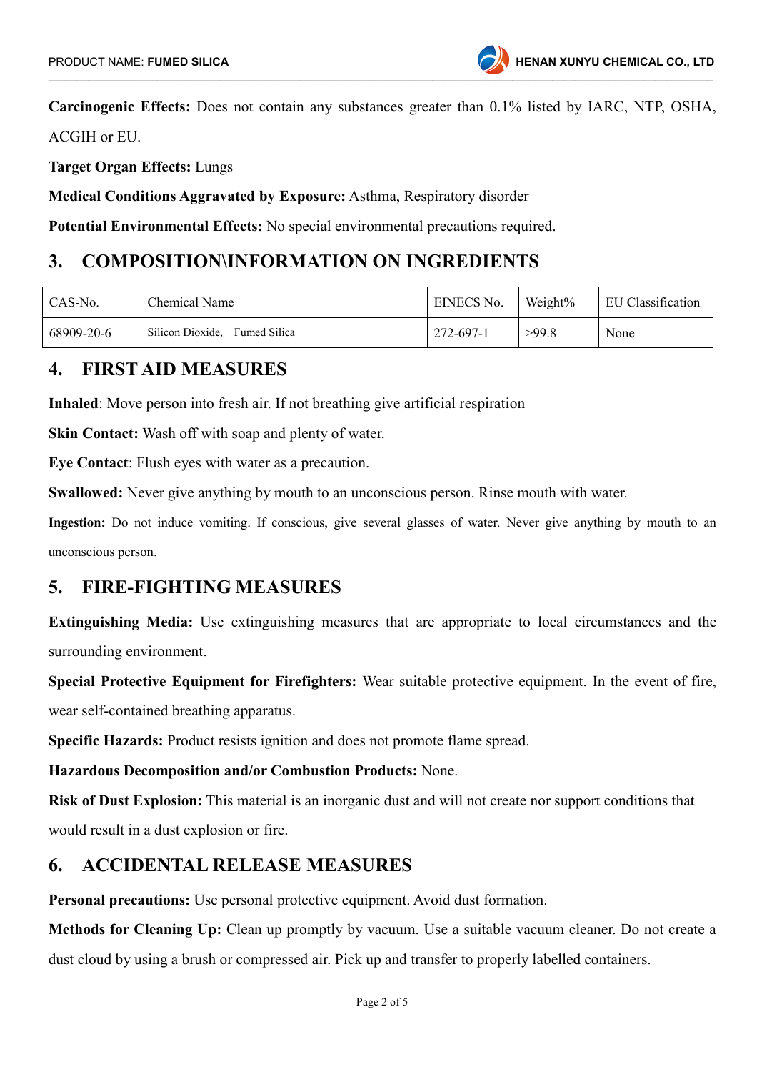**Carcinogenic Effects:** Does not contain any substances greater than 0.1% listed by IARC, NTP, OSHA, ACGIH or EU.

**Target Organ Effects:** Lungs

**Medical Conditions Aggravated by Exposure:** Asthma, Respiratory disorder

**Potential Environmental Effects:** No special environmental precautions required.

## 3. COMPOSITION\INFORMATION ON INGREDIENTS

| CAS-No. | Chemical Name | EINECS No. | Weight% | EU Classification |
|---|---|---|---|---|
| 68909-20-6 | Silicon Dioxide, Fumed Silica | 272-697-1 | >99.8 | None |

## 4. FIRST AID MEASURES

**Inhaled**: Move person into fresh air. If not breathing give artificial respiration

**Skin Contact:** Wash off with soap and plenty of water.

**Eye Contact**: Flush eyes with water as a precaution.

**Swallowed:** Never give anything by mouth to an unconscious person. Rinse mouth with water.

**Ingestion:** Do not induce vomiting. If conscious, give several glasses of water. Never give anything by mouth to an unconscious person.

## 5. FIRE-FIGHTING MEASURES

**Extinguishing Media:** Use extinguishing measures that are appropriate to local circumstances and the surrounding environment.

**Special Protective Equipment for Firefighters:** Wear suitable protective equipment. In the event of fire, wear self-contained breathing apparatus.

**Specific Hazards:** Product resists ignition and does not promote flame spread.

**Hazardous Decomposition and/or Combustion Products:** None.

**Risk of Dust Explosion:** This material is an inorganic dust and will not create nor support conditions that would result in a dust explosion or fire.

## 6. ACCIDENTAL RELEASE MEASURES

**Personal precautions:** Use personal protective equipment. Avoid dust formation.

**Methods for Cleaning Up:** Clean up promptly by vacuum. Use a suitable vacuum cleaner. Do not create a dust cloud by using a brush or compressed air. Pick up and transfer to properly labelled containers.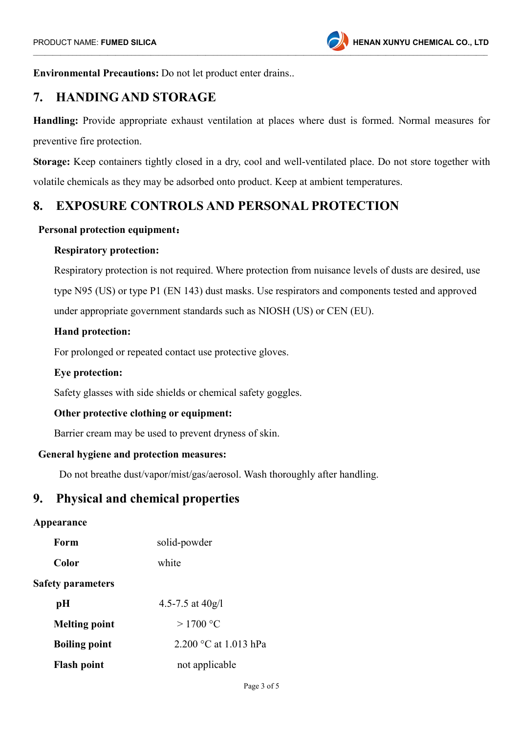**Environmental Precautions:** Do not let product enter drains..

## 7. HANDING AND STORAGE

**Handling:** Provide appropriate exhaust ventilation at places where dust is formed. Normal measures for preventive fire protection.

**Storage:** Keep containers tightly closed in a dry, cool and well-ventilated place. Do not store together with volatile chemicals as they may be adsorbed onto product. Keep at ambient temperatures.

## 8. EXPOSURE CONTROLS AND PERSONAL PROTECTION

**Personal protection equipment：**

**Respiratory protection:**

Respiratory protection is not required. Where protection from nuisance levels of dusts are desired, use type N95 (US) or type P1 (EN 143) dust masks. Use respirators and components tested and approved under appropriate government standards such as NIOSH (US) or CEN (EU).

**Hand protection:**

For prolonged or repeated contact use protective gloves.

**Eye protection:**

Safety glasses with side shields or chemical safety goggles.

**Other protective clothing or equipment:**

Barrier cream may be used to prevent dryness of skin.

**General hygiene and protection measures:**

Do not breathe dust/vapor/mist/gas/aerosol. Wash thoroughly after handling.

## 9. Physical and chemical properties

**Appearance**

| | |
|---|---|
| **Form** | solid-powder |
| **Color** | white |

**Safety parameters**

| | |
|---|---|
| **pH** | 4.5-7.5 at 40g/l |
| **Melting point** | > 1700 °C |
| **Boiling point** | 2.200 °C at 1.013 hPa |
| **Flash point** | not applicable |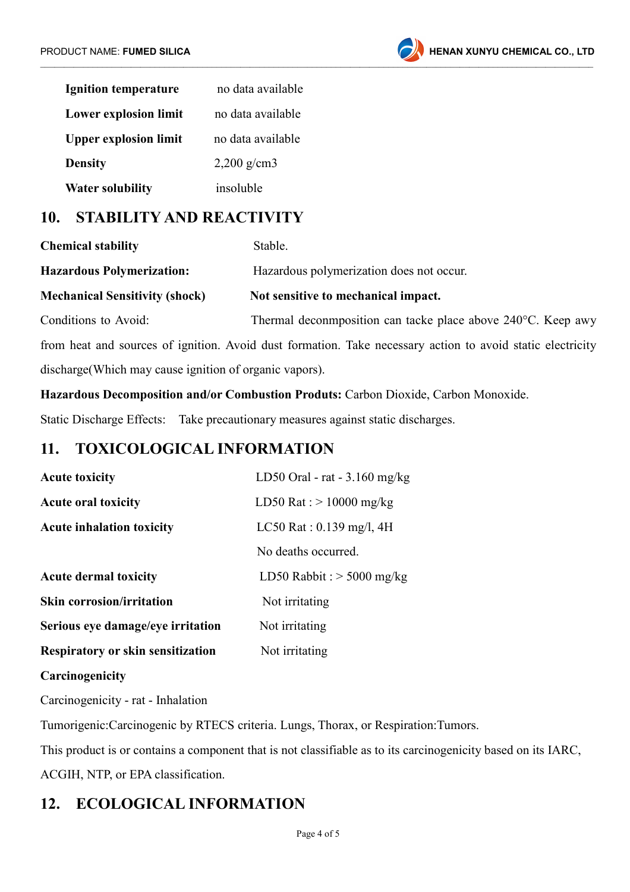| | |
|---|---|
| **Ignition temperature** | no data available |
| **Lower explosion limit** | no data available |
| **Upper explosion limit** | no data available |
| **Density** | 2,200 g/cm3 |
| **Water solubility** | insoluble |

## 10. STABILITY AND REACTIVITY

**Chemical stability** Stable.

**Hazardous Polymerization:** Hazardous polymerization does not occur.

**Mechanical Sensitivity (shock)** **Not sensitive to mechanical impact.**

Conditions to Avoid: Thermal deconmposition can tacke place above 240°C. Keep awy from heat and sources of ignition. Avoid dust formation. Take necessary action to avoid static electricity discharge(Which may cause ignition of organic vapors).

**Hazardous Decomposition and/or Combustion Produts:** Carbon Dioxide, Carbon Monoxide.

Static Discharge Effects: Take precautionary measures against static discharges.

## 11. TOXICOLOGICAL INFORMATION

| | |
|---|---|
| **Acute toxicity** | LD50 Oral - rat - 3.160 mg/kg |
| **Acute oral toxicity** | LD50 Rat : > 10000 mg/kg |
| **Acute inhalation toxicity** | LC50 Rat : 0.139 mg/l, 4H |
| | No deaths occurred. |
| **Acute dermal toxicity** | LD50 Rabbit : > 5000 mg/kg |
| **Skin corrosion/irritation** | Not irritating |
| **Serious eye damage/eye irritation** | Not irritating |
| **Respiratory or skin sensitization** | Not irritating |

**Carcinogenicity**

Carcinogenicity - rat - Inhalation

Tumorigenic:Carcinogenic by RTECS criteria. Lungs, Thorax, or Respiration:Tumors.

This product is or contains a component that is not classifiable as to its carcinogenicity based on its IARC, ACGIH, NTP, or EPA classification.

## 12. ECOLOGICAL INFORMATION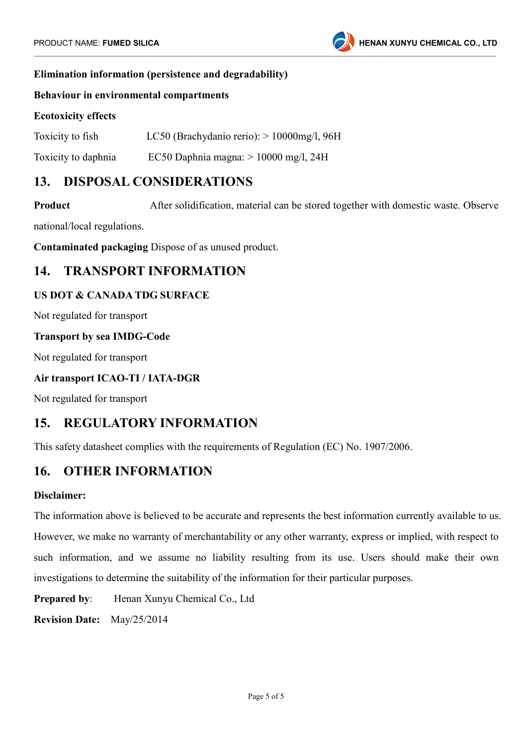**Elimination information (persistence and degradability)**

**Behaviour in environmental compartments**

**Ecotoxicity effects**

| | |
|---|---|
| Toxicity to fish | LC50 (Brachydanio rerio): > 10000mg/l, 96H |
| Toxicity to daphnia | EC50 Daphnia magna: > 10000 mg/l, 24H |

## 13. DISPOSAL CONSIDERATIONS

**Product** After solidification, material can be stored together with domestic waste. Observe national/local regulations.

**Contaminated packaging** Dispose of as unused product.

## 14. TRANSPORT INFORMATION

**US DOT & CANADA TDG SURFACE**

Not regulated for transport

**Transport by sea IMDG-Code**

Not regulated for transport

**Air transport ICAO-TI / IATA-DGR**

Not regulated for transport

## 15. REGULATORY INFORMATION

This safety datasheet complies with the requirements of Regulation (EC) No. 1907/2006.

## 16. OTHER INFORMATION

**Disclaimer:**

The information above is believed to be accurate and represents the best information currently available to us. However, we make no warranty of merchantability or any other warranty, express or implied, with respect to such information, and we assume no liability resulting from its use. Users should make their own investigations to determine the suitability of the information for their particular purposes.

**Prepared by**: Henan Xunyu Chemical Co., Ltd

**Revision Date:** May/25/2014